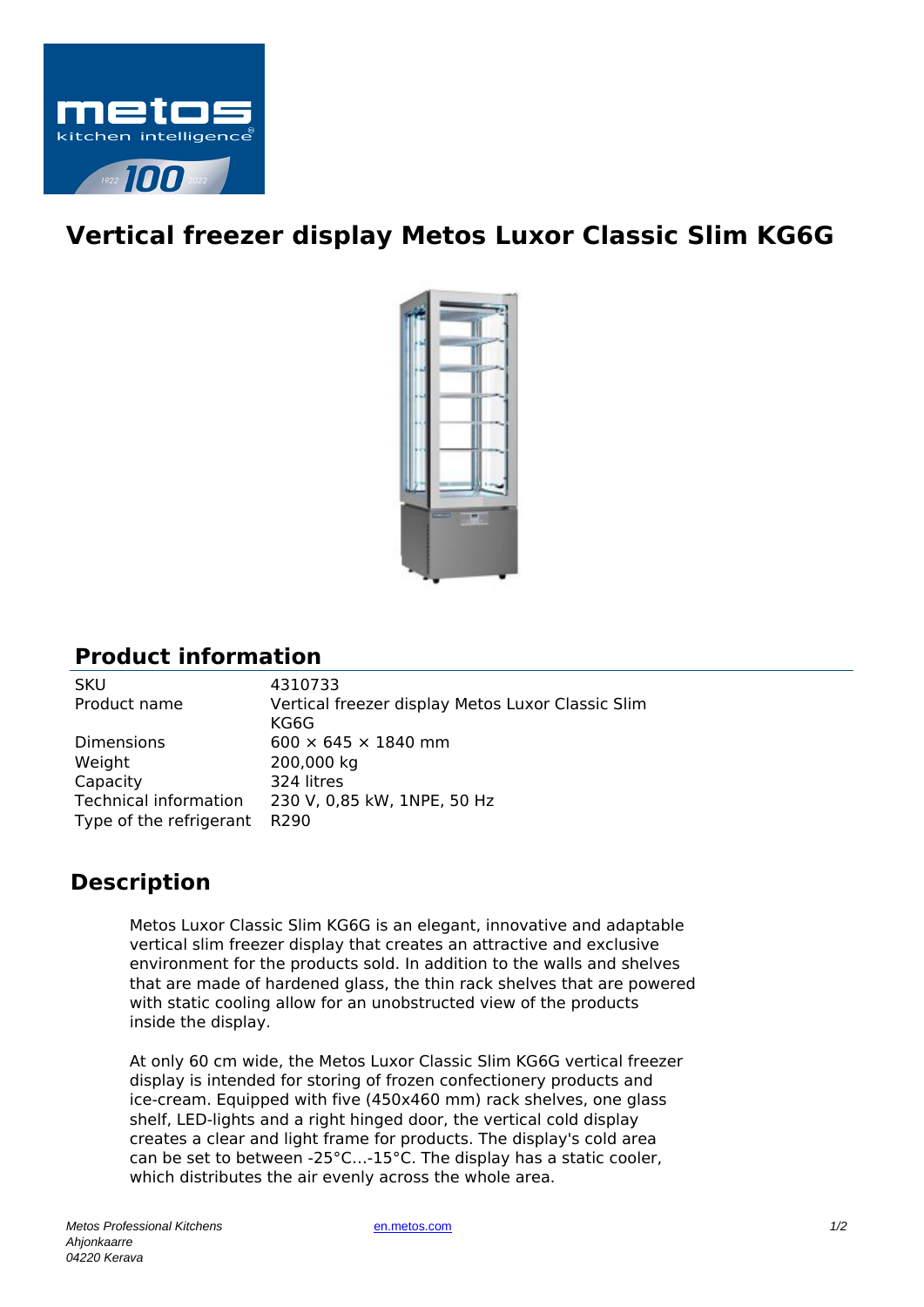# Vertical freezer display Metos Luxor Classic Slim KG6G

## Product information

| | |
|---|---|
| SKU | 4310733 |
| Product name | Vertical freezer display Metos Luxor Classic Slim KG6G |
| Dimensions | 600 × 645 × 1840 mm |
| Weight | 200,000 kg |
| Capacity | 324 litres |
| Technical information | 230 V, 0,85 kW, 1NPE, 50 Hz |
| Type of the refrigerant | R290 |

## Description

Metos Luxor Classic Slim KG6G is an elegant, innovative and adaptable vertical slim freezer display that creates an attractive and exclusive environment for the products sold. In addition to the walls and shelves that are made of hardened glass, the thin rack shelves that are powered with static cooling allow for an unobstructed view of the products inside the display.

At only 60 cm wide, the Metos Luxor Classic Slim KG6G vertical freezer display is intended for storing of frozen confectionery products and ice-cream. Equipped with five (450x460 mm) rack shelves, one glass shelf, LED-lights and a right hinged door, the vertical cold display creates a clear and light frame for products. The display's cold area can be set to between -25°C...-15°C. The display has a static cooler, which distributes the air evenly across the whole area.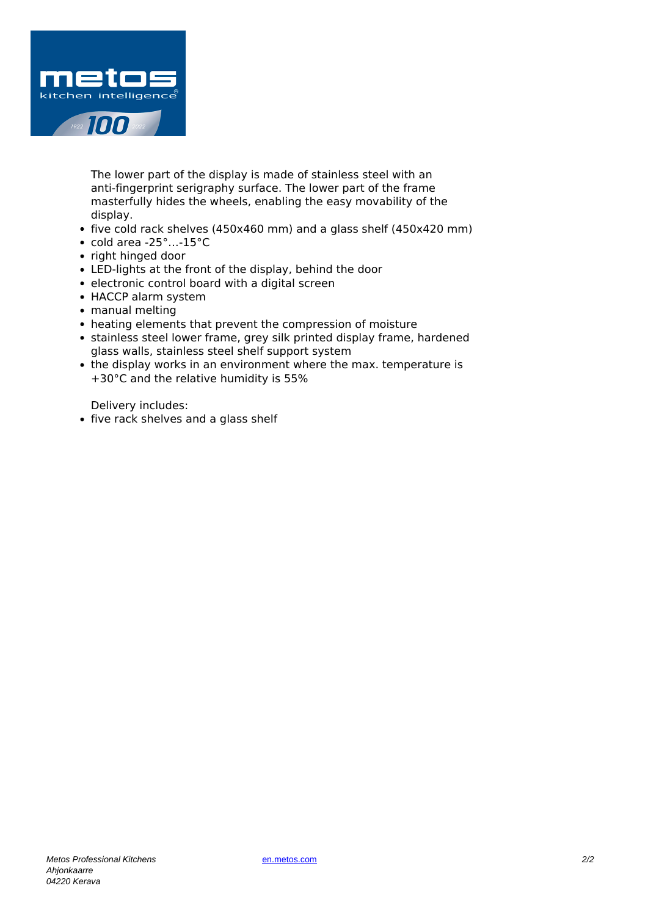The lower part of the display is made of stainless steel with an anti-fingerprint serigraphy surface. The lower part of the frame masterfully hides the wheels, enabling the easy movability of the display.

- five cold rack shelves (450x460 mm) and a glass shelf (450x420 mm)
- cold area -25°...-15°C
- right hinged door
- LED-lights at the front of the display, behind the door
- electronic control board with a digital screen
- HACCP alarm system
- manual melting
- heating elements that prevent the compression of moisture
- stainless steel lower frame, grey silk printed display frame, hardened glass walls, stainless steel shelf support system
- the display works in an environment where the max. temperature is +30°C and the relative humidity is 55%

Delivery includes:

- five rack shelves and a glass shelf